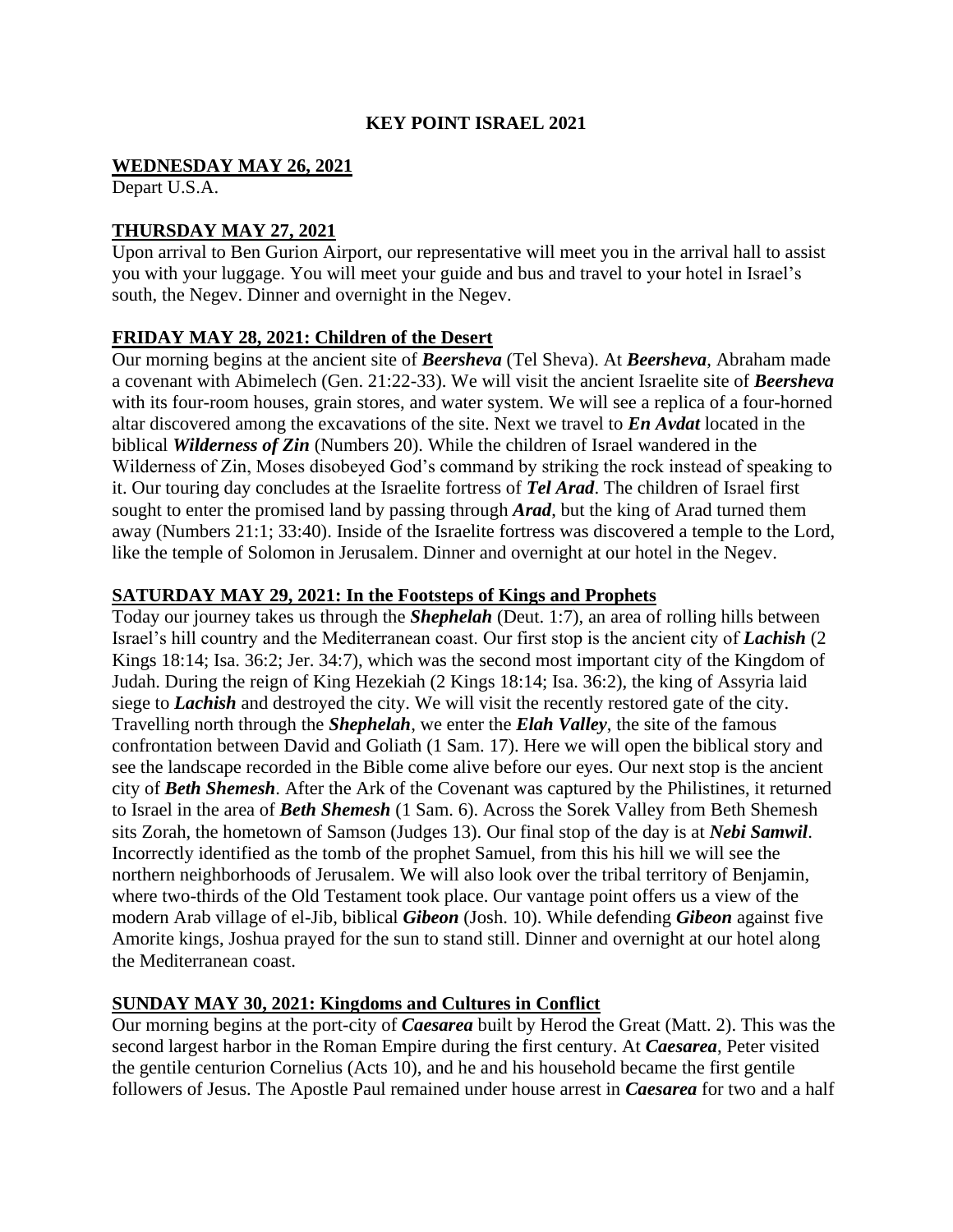# KEY POINT ISRAEL 2021

## WEDNESDAY MAY 26, 2021

Depart U.S.A.

## THURSDAY MAY 27, 2021

Upon arrival to Ben Gurion Airport, our representative will meet you in the arrival hall to assist you with your luggage. You will meet your guide and bus and travel to your hotel in Israel's south, the Negev. Dinner and overnight in the Negev.

## FRIDAY MAY 28, 2021: Children of the Desert

Our morning begins at the ancient site of ***Beersheva*** (Tel Sheva). At ***Beersheva***, Abraham made a covenant with Abimelech (Gen. 21:22-33). We will visit the ancient Israelite site of ***Beersheva*** with its four-room houses, grain stores, and water system. We will see a replica of a four-horned altar discovered among the excavations of the site. Next we travel to ***En Avdat*** located in the biblical ***Wilderness of Zin*** (Numbers 20). While the children of Israel wandered in the Wilderness of Zin, Moses disobeyed God's command by striking the rock instead of speaking to it. Our touring day concludes at the Israelite fortress of ***Tel Arad***. The children of Israel first sought to enter the promised land by passing through ***Arad***, but the king of Arad turned them away (Numbers 21:1; 33:40). Inside of the Israelite fortress was discovered a temple to the Lord, like the temple of Solomon in Jerusalem. Dinner and overnight at our hotel in the Negev.

## SATURDAY MAY 29, 2021: In the Footsteps of Kings and Prophets

Today our journey takes us through the ***Shephelah*** (Deut. 1:7), an area of rolling hills between Israel's hill country and the Mediterranean coast. Our first stop is the ancient city of ***Lachish*** (2 Kings 18:14; Isa. 36:2; Jer. 34:7), which was the second most important city of the Kingdom of Judah. During the reign of King Hezekiah (2 Kings 18:14; Isa. 36:2), the king of Assyria laid siege to ***Lachish*** and destroyed the city. We will visit the recently restored gate of the city. Travelling north through the ***Shephelah***, we enter the ***Elah Valley***, the site of the famous confrontation between David and Goliath (1 Sam. 17). Here we will open the biblical story and see the landscape recorded in the Bible come alive before our eyes. Our next stop is the ancient city of ***Beth Shemesh***. After the Ark of the Covenant was captured by the Philistines, it returned to Israel in the area of ***Beth Shemesh*** (1 Sam. 6). Across the Sorek Valley from Beth Shemesh sits Zorah, the hometown of Samson (Judges 13). Our final stop of the day is at ***Nebi Samwil***. Incorrectly identified as the tomb of the prophet Samuel, from this his hill we will see the northern neighborhoods of Jerusalem. We will also look over the tribal territory of Benjamin, where two-thirds of the Old Testament took place. Our vantage point offers us a view of the modern Arab village of el-Jib, biblical ***Gibeon*** (Josh. 10). While defending ***Gibeon*** against five Amorite kings, Joshua prayed for the sun to stand still. Dinner and overnight at our hotel along the Mediterranean coast.

## SUNDAY MAY 30, 2021: Kingdoms and Cultures in Conflict

Our morning begins at the port-city of ***Caesarea*** built by Herod the Great (Matt. 2). This was the second largest harbor in the Roman Empire during the first century. At ***Caesarea***, Peter visited the gentile centurion Cornelius (Acts 10), and he and his household became the first gentile followers of Jesus. The Apostle Paul remained under house arrest in ***Caesarea*** for two and a half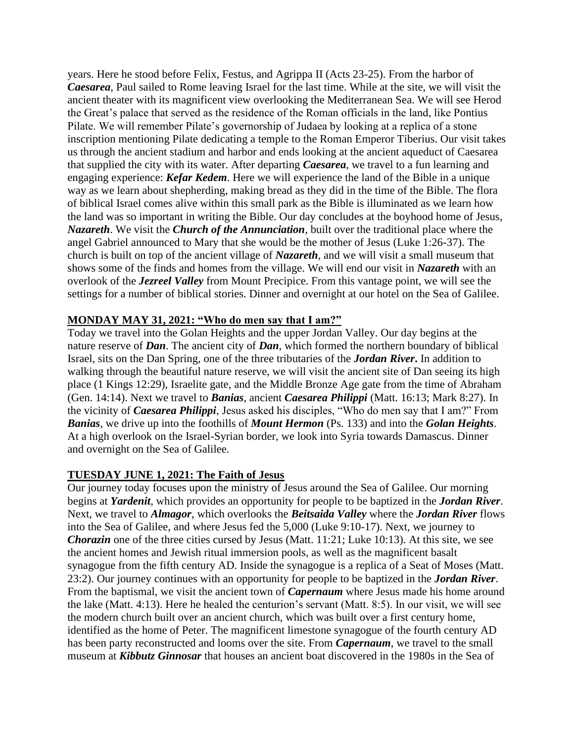years. Here he stood before Felix, Festus, and Agrippa II (Acts 23-25). From the harbor of ***Caesarea***, Paul sailed to Rome leaving Israel for the last time. While at the site, we will visit the ancient theater with its magnificent view overlooking the Mediterranean Sea. We will see Herod the Great's palace that served as the residence of the Roman officials in the land, like Pontius Pilate. We will remember Pilate's governorship of Judaea by looking at a replica of a stone inscription mentioning Pilate dedicating a temple to the Roman Emperor Tiberius. Our visit takes us through the ancient stadium and harbor and ends looking at the ancient aqueduct of Caesarea that supplied the city with its water. After departing ***Caesarea***, we travel to a fun learning and engaging experience: ***Kefar Kedem***. Here we will experience the land of the Bible in a unique way as we learn about shepherding, making bread as they did in the time of the Bible. The flora of biblical Israel comes alive within this small park as the Bible is illuminated as we learn how the land was so important in writing the Bible. Our day concludes at the boyhood home of Jesus, ***Nazareth***. We visit the ***Church of the Annunciation***, built over the traditional place where the angel Gabriel announced to Mary that she would be the mother of Jesus (Luke 1:26-37). The church is built on top of the ancient village of ***Nazareth***, and we will visit a small museum that shows some of the finds and homes from the village. We will end our visit in ***Nazareth*** with an overlook of the ***Jezreel Valley*** from Mount Precipice. From this vantage point, we will see the settings for a number of biblical stories. Dinner and overnight at our hotel on the Sea of Galilee.

## MONDAY MAY 31, 2021: "Who do men say that I am?"

Today we travel into the Golan Heights and the upper Jordan Valley. Our day begins at the nature reserve of ***Dan***. The ancient city of ***Dan***, which formed the northern boundary of biblical Israel, sits on the Dan Spring, one of the three tributaries of the ***Jordan River*****.** In addition to walking through the beautiful nature reserve, we will visit the ancient site of Dan seeing its high place (1 Kings 12:29), Israelite gate, and the Middle Bronze Age gate from the time of Abraham (Gen. 14:14). Next we travel to ***Banias***, ancient ***Caesarea Philippi*** (Matt. 16:13; Mark 8:27). In the vicinity of ***Caesarea Philippi***, Jesus asked his disciples, "Who do men say that I am?" From ***Banias***, we drive up into the foothills of ***Mount Hermon*** (Ps. 133) and into the ***Golan Heights***. At a high overlook on the Israel-Syrian border, we look into Syria towards Damascus. Dinner and overnight on the Sea of Galilee.

## TUESDAY JUNE 1, 2021: The Faith of Jesus

Our journey today focuses upon the ministry of Jesus around the Sea of Galilee. Our morning begins at ***Yardenit***, which provides an opportunity for people to be baptized in the ***Jordan River***. Next, we travel to ***Almagor***, which overlooks the ***Beitsaida Valley*** where the ***Jordan River*** flows into the Sea of Galilee, and where Jesus fed the 5,000 (Luke 9:10-17). Next, we journey to ***Chorazin*** one of the three cities cursed by Jesus (Matt. 11:21; Luke 10:13). At this site, we see the ancient homes and Jewish ritual immersion pools, as well as the magnificent basalt synagogue from the fifth century AD. Inside the synagogue is a replica of a Seat of Moses (Matt. 23:2). Our journey continues with an opportunity for people to be baptized in the ***Jordan River***. From the baptismal, we visit the ancient town of ***Capernaum*** where Jesus made his home around the lake (Matt. 4:13). Here he healed the centurion's servant (Matt. 8:5). In our visit, we will see the modern church built over an ancient church, which was built over a first century home, identified as the home of Peter. The magnificent limestone synagogue of the fourth century AD has been party reconstructed and looms over the site. From ***Capernaum***, we travel to the small museum at ***Kibbutz Ginnosar*** that houses an ancient boat discovered in the 1980s in the Sea of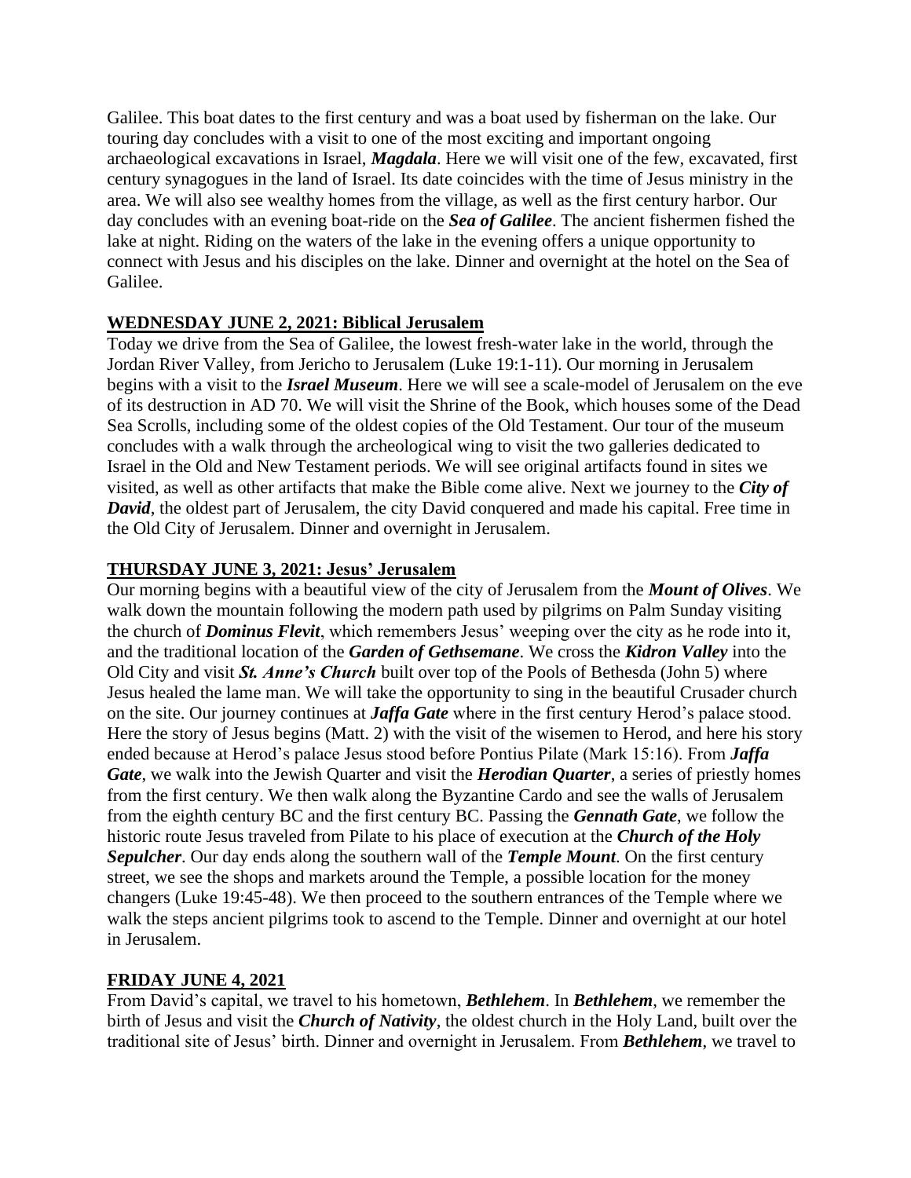Galilee. This boat dates to the first century and was a boat used by fisherman on the lake. Our touring day concludes with a visit to one of the most exciting and important ongoing archaeological excavations in Israel, ***Magdala***. Here we will visit one of the few, excavated, first century synagogues in the land of Israel. Its date coincides with the time of Jesus ministry in the area. We will also see wealthy homes from the village, as well as the first century harbor. Our day concludes with an evening boat-ride on the ***Sea of Galilee***. The ancient fishermen fished the lake at night. Riding on the waters of the lake in the evening offers a unique opportunity to connect with Jesus and his disciples on the lake. Dinner and overnight at the hotel on the Sea of Galilee.

## WEDNESDAY JUNE 2, 2021: Biblical Jerusalem

Today we drive from the Sea of Galilee, the lowest fresh-water lake in the world, through the Jordan River Valley, from Jericho to Jerusalem (Luke 19:1-11). Our morning in Jerusalem begins with a visit to the ***Israel Museum***. Here we will see a scale-model of Jerusalem on the eve of its destruction in AD 70. We will visit the Shrine of the Book, which houses some of the Dead Sea Scrolls, including some of the oldest copies of the Old Testament. Our tour of the museum concludes with a walk through the archeological wing to visit the two galleries dedicated to Israel in the Old and New Testament periods. We will see original artifacts found in sites we visited, as well as other artifacts that make the Bible come alive. Next we journey to the ***City of David***, the oldest part of Jerusalem, the city David conquered and made his capital. Free time in the Old City of Jerusalem. Dinner and overnight in Jerusalem.

## THURSDAY JUNE 3, 2021: Jesus' Jerusalem

Our morning begins with a beautiful view of the city of Jerusalem from the ***Mount of Olives***. We walk down the mountain following the modern path used by pilgrims on Palm Sunday visiting the church of ***Dominus Flevit***, which remembers Jesus' weeping over the city as he rode into it, and the traditional location of the ***Garden of Gethsemane***. We cross the ***Kidron Valley*** into the Old City and visit ***St. Anne's Church*** built over top of the Pools of Bethesda (John 5) where Jesus healed the lame man. We will take the opportunity to sing in the beautiful Crusader church on the site. Our journey continues at ***Jaffa Gate*** where in the first century Herod's palace stood. Here the story of Jesus begins (Matt. 2) with the visit of the wisemen to Herod, and here his story ended because at Herod's palace Jesus stood before Pontius Pilate (Mark 15:16). From ***Jaffa Gate***, we walk into the Jewish Quarter and visit the ***Herodian Quarter***, a series of priestly homes from the first century. We then walk along the Byzantine Cardo and see the walls of Jerusalem from the eighth century BC and the first century BC. Passing the ***Gennath Gate***, we follow the historic route Jesus traveled from Pilate to his place of execution at the ***Church of the Holy Sepulcher***. Our day ends along the southern wall of the ***Temple Mount***. On the first century street, we see the shops and markets around the Temple, a possible location for the money changers (Luke 19:45-48). We then proceed to the southern entrances of the Temple where we walk the steps ancient pilgrims took to ascend to the Temple. Dinner and overnight at our hotel in Jerusalem.

## FRIDAY JUNE 4, 2021

From David's capital, we travel to his hometown, ***Bethlehem***. In ***Bethlehem***, we remember the birth of Jesus and visit the ***Church of Nativity***, the oldest church in the Holy Land, built over the traditional site of Jesus' birth. Dinner and overnight in Jerusalem. From ***Bethlehem***, we travel to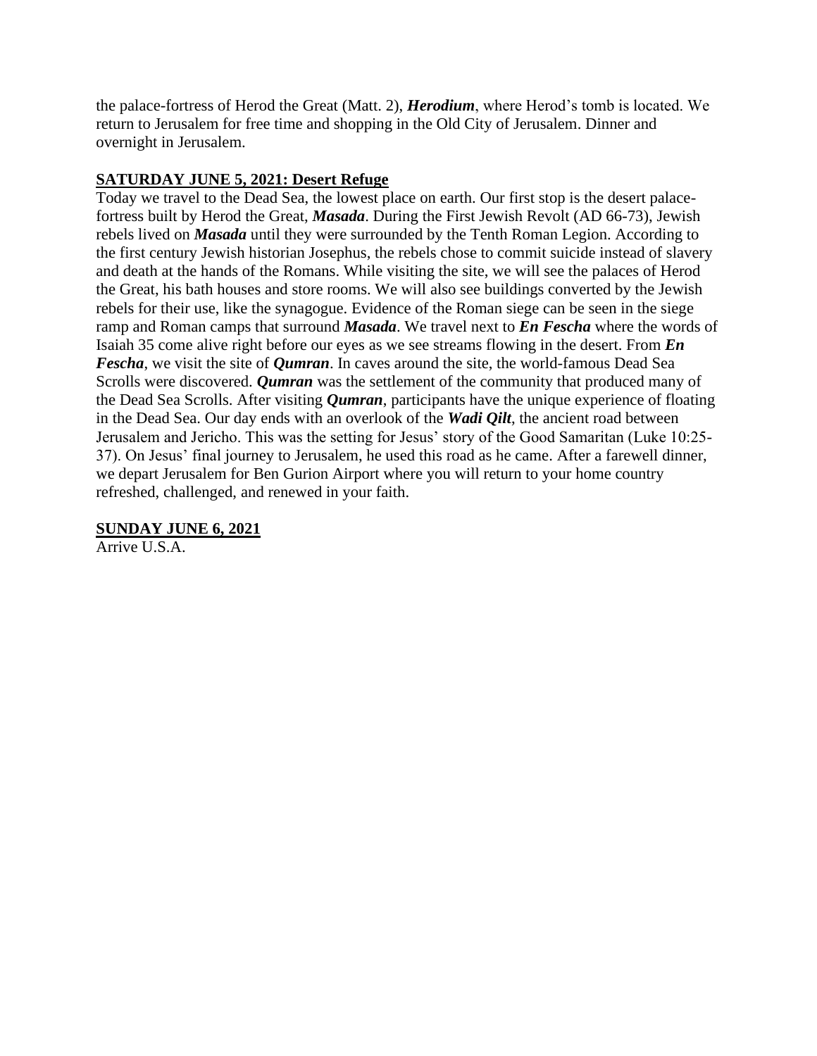the palace-fortress of Herod the Great (Matt. 2), ***Herodium***, where Herod's tomb is located. We return to Jerusalem for free time and shopping in the Old City of Jerusalem. Dinner and overnight in Jerusalem.

**SATURDAY JUNE 5, 2021: Desert Refuge**

Today we travel to the Dead Sea, the lowest place on earth. Our first stop is the desert palace-fortress built by Herod the Great, ***Masada***. During the First Jewish Revolt (AD 66-73), Jewish rebels lived on ***Masada*** until they were surrounded by the Tenth Roman Legion. According to the first century Jewish historian Josephus, the rebels chose to commit suicide instead of slavery and death at the hands of the Romans. While visiting the site, we will see the palaces of Herod the Great, his bath houses and store rooms. We will also see buildings converted by the Jewish rebels for their use, like the synagogue. Evidence of the Roman siege can be seen in the siege ramp and Roman camps that surround ***Masada***. We travel next to ***En Fescha*** where the words of Isaiah 35 come alive right before our eyes as we see streams flowing in the desert. From ***En Fescha***, we visit the site of ***Qumran***. In caves around the site, the world-famous Dead Sea Scrolls were discovered. ***Qumran*** was the settlement of the community that produced many of the Dead Sea Scrolls. After visiting ***Qumran***, participants have the unique experience of floating in the Dead Sea. Our day ends with an overlook of the ***Wadi Qilt***, the ancient road between Jerusalem and Jericho. This was the setting for Jesus' story of the Good Samaritan (Luke 10:25-37). On Jesus' final journey to Jerusalem, he used this road as he came. After a farewell dinner, we depart Jerusalem for Ben Gurion Airport where you will return to your home country refreshed, challenged, and renewed in your faith.

**SUNDAY JUNE 6, 2021**

Arrive U.S.A.